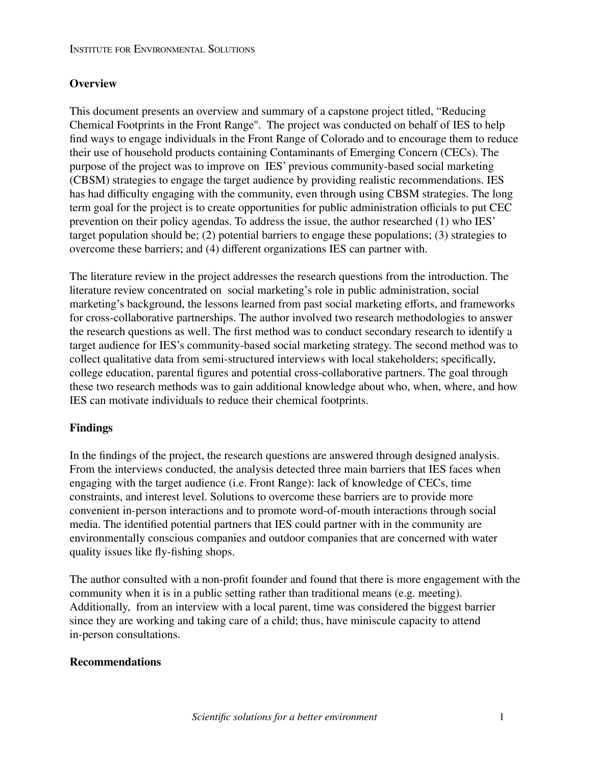## Overview

This document presents an overview and summary of a capstone project titled, "Reducing Chemical Footprints in the Front Range". The project was conducted on behalf of IES to help find ways to engage individuals in the Front Range of Colorado and to encourage them to reduce their use of household products containing Contaminants of Emerging Concern (CECs). The purpose of the project was to improve on IES' previous community-based social marketing (CBSM) strategies to engage the target audience by providing realistic recommendations. IES has had difficulty engaging with the community, even through using CBSM strategies. The long term goal for the project is to create opportunities for public administration officials to put CEC prevention on their policy agendas. To address the issue, the author researched (1) who IES' target population should be; (2) potential barriers to engage these populations; (3) strategies to overcome these barriers; and (4) different organizations IES can partner with.

The literature review in the project addresses the research questions from the introduction. The literature review concentrated on social marketing's role in public administration, social marketing's background, the lessons learned from past social marketing efforts, and frameworks for cross-collaborative partnerships. The author involved two research methodologies to answer the research questions as well. The first method was to conduct secondary research to identify a target audience for IES's community-based social marketing strategy. The second method was to collect qualitative data from semi-structured interviews with local stakeholders; specifically, college education, parental figures and potential cross-collaborative partners. The goal through these two research methods was to gain additional knowledge about who, when, where, and how IES can motivate individuals to reduce their chemical footprints.

## Findings

In the findings of the project, the research questions are answered through designed analysis. From the interviews conducted, the analysis detected three main barriers that IES faces when engaging with the target audience (i.e. Front Range): lack of knowledge of CECs, time constraints, and interest level. Solutions to overcome these barriers are to provide more convenient in-person interactions and to promote word-of-mouth interactions through social media. The identified potential partners that IES could partner with in the community are environmentally conscious companies and outdoor companies that are concerned with water quality issues like fly-fishing shops.

The author consulted with a non-profit founder and found that there is more engagement with the community when it is in a public setting rather than traditional means (e.g. meeting). Additionally, from an interview with a local parent, time was considered the biggest barrier since they are working and taking care of a child; thus, have miniscule capacity to attend in-person consultations.

## Recommendations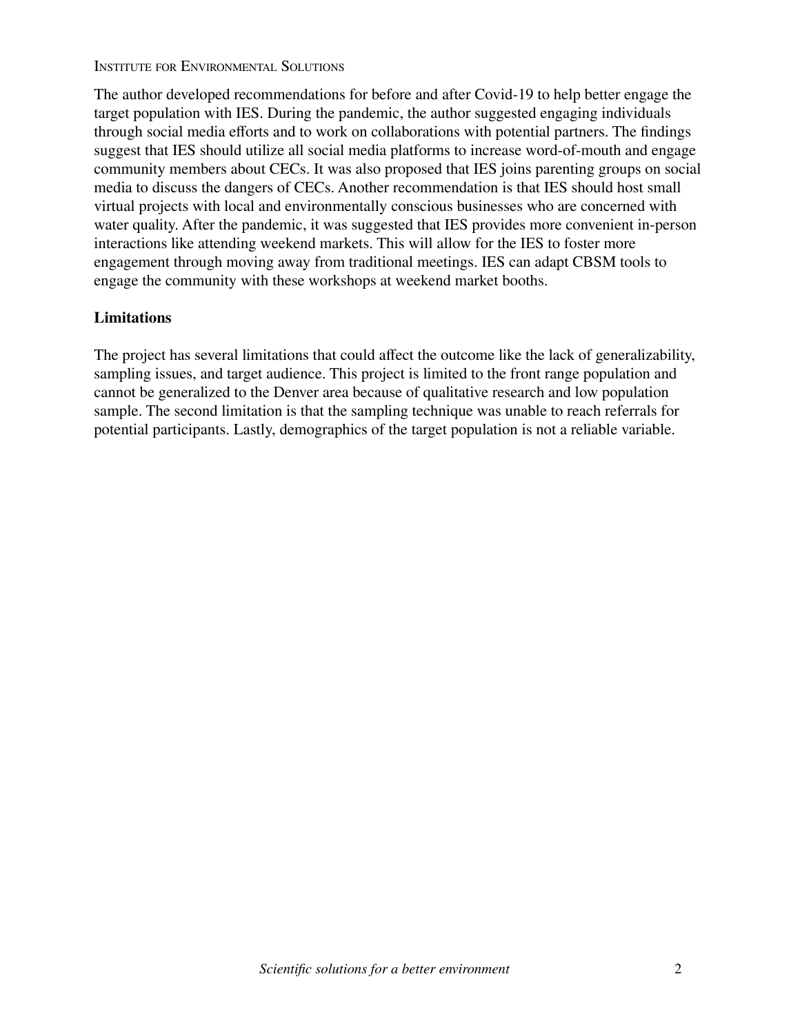The author developed recommendations for before and after Covid-19 to help better engage the target population with IES. During the pandemic, the author suggested engaging individuals through social media efforts and to work on collaborations with potential partners. The findings suggest that IES should utilize all social media platforms to increase word-of-mouth and engage community members about CECs. It was also proposed that IES joins parenting groups on social media to discuss the dangers of CECs. Another recommendation is that IES should host small virtual projects with local and environmentally conscious businesses who are concerned with water quality. After the pandemic, it was suggested that IES provides more convenient in-person interactions like attending weekend markets. This will allow for the IES to foster more engagement through moving away from traditional meetings. IES can adapt CBSM tools to engage the community with these workshops at weekend market booths.

## Limitations

The project has several limitations that could affect the outcome like the lack of generalizability, sampling issues, and target audience. This project is limited to the front range population and cannot be generalized to the Denver area because of qualitative research and low population sample. The second limitation is that the sampling technique was unable to reach referrals for potential participants. Lastly, demographics of the target population is not a reliable variable.